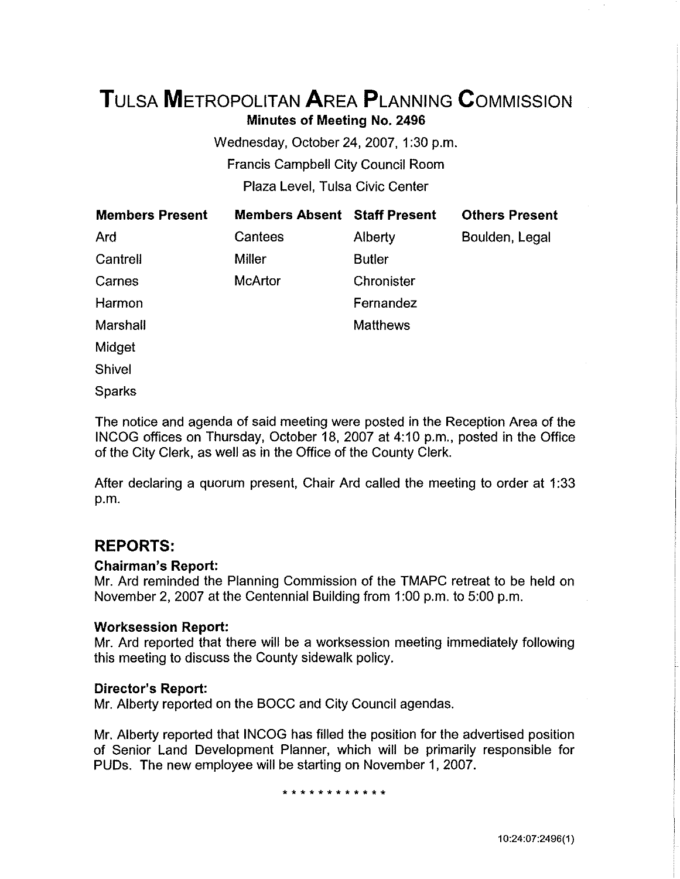# Tulsa Metropolitan Area Planning Commission

**Minutes of Meeting No. 2496**

Wednesday, October 24, 2007, 1:30 p.m.

Francis Campbell City Council Room

Plaza Level, Tulsa Civic Center

| Members Present | Members Absent | Staff Present | Others Present |
|---|---|---|---|
| Ard | Cantees | Alberty | Boulden, Legal |
| Cantrell | Miller | Butler | |
| Carnes | McArtor | Chronister | |
| Harmon | | Fernandez | |
| Marshall | | Matthews | |
| Midget | | | |
| Shivel | | | |
| Sparks | | | |

The notice and agenda of said meeting were posted in the Reception Area of the INCOG offices on Thursday, October 18, 2007 at 4:10 p.m., posted in the Office of the City Clerk, as well as in the Office of the County Clerk.

After declaring a quorum present, Chair Ard called the meeting to order at 1:33 p.m.

## REPORTS:

**Chairman's Report:**

Mr. Ard reminded the Planning Commission of the TMAPC retreat to be held on November 2, 2007 at the Centennial Building from 1:00 p.m. to 5:00 p.m.

**Worksession Report:**

Mr. Ard reported that there will be a worksession meeting immediately following this meeting to discuss the County sidewalk policy.

**Director's Report:**

Mr. Alberty reported on the BOCC and City Council agendas.

Mr. Alberty reported that INCOG has filled the position for the advertised position of Senior Land Development Planner, which will be primarily responsible for PUDs. The new employee will be starting on November 1, 2007.

\* \* \* \* \* \* \* \* \* \* \* \*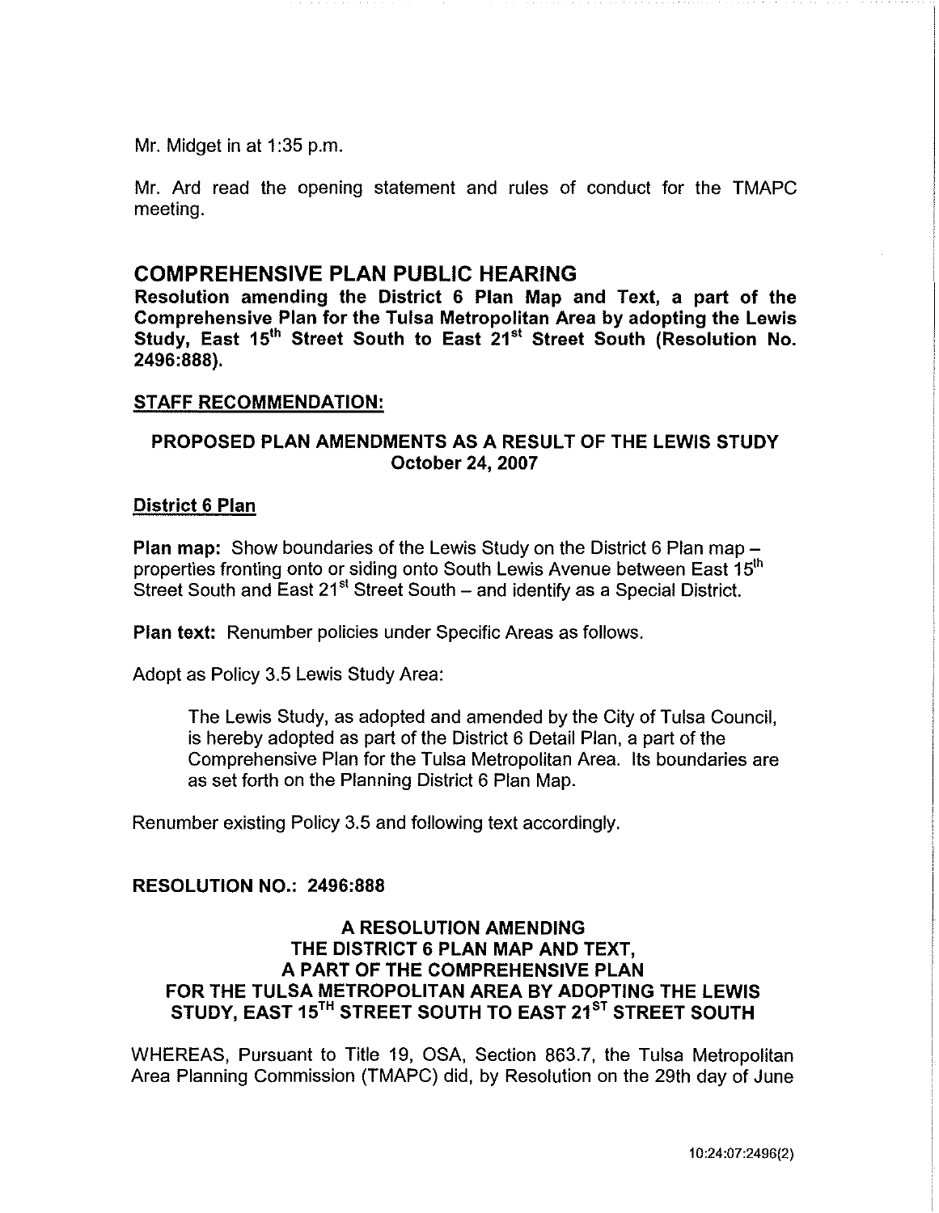Mr. Midget in at 1:35 p.m.

Mr. Ard read the opening statement and rules of conduct for the TMAPC meeting.

## COMPREHENSIVE PLAN PUBLIC HEARING

**Resolution amending the District 6 Plan Map and Text, a part of the Comprehensive Plan for the Tulsa Metropolitan Area by adopting the Lewis Study, East 15th Street South to East 21st Street South (Resolution No. 2496:888).**

**STAFF RECOMMENDATION:**

**PROPOSED PLAN AMENDMENTS AS A RESULT OF THE LEWIS STUDY**
**October 24, 2007**

**District 6 Plan**

**Plan map:** Show boundaries of the Lewis Study on the District 6 Plan map – properties fronting onto or siding onto South Lewis Avenue between East 15th Street South and East 21st Street South – and identify as a Special District.

**Plan text:** Renumber policies under Specific Areas as follows.

Adopt as Policy 3.5 Lewis Study Area:

> The Lewis Study, as adopted and amended by the City of Tulsa Council, is hereby adopted as part of the District 6 Detail Plan, a part of the Comprehensive Plan for the Tulsa Metropolitan Area. Its boundaries are as set forth on the Planning District 6 Plan Map.

Renumber existing Policy 3.5 and following text accordingly.

**RESOLUTION NO.: 2496:888**

**A RESOLUTION AMENDING**
**THE DISTRICT 6 PLAN MAP AND TEXT,**
**A PART OF THE COMPREHENSIVE PLAN**
**FOR THE TULSA METROPOLITAN AREA BY ADOPTING THE LEWIS STUDY, EAST 15TH STREET SOUTH TO EAST 21ST STREET SOUTH**

WHEREAS, Pursuant to Title 19, OSA, Section 863.7, the Tulsa Metropolitan Area Planning Commission (TMAPC) did, by Resolution on the 29th day of June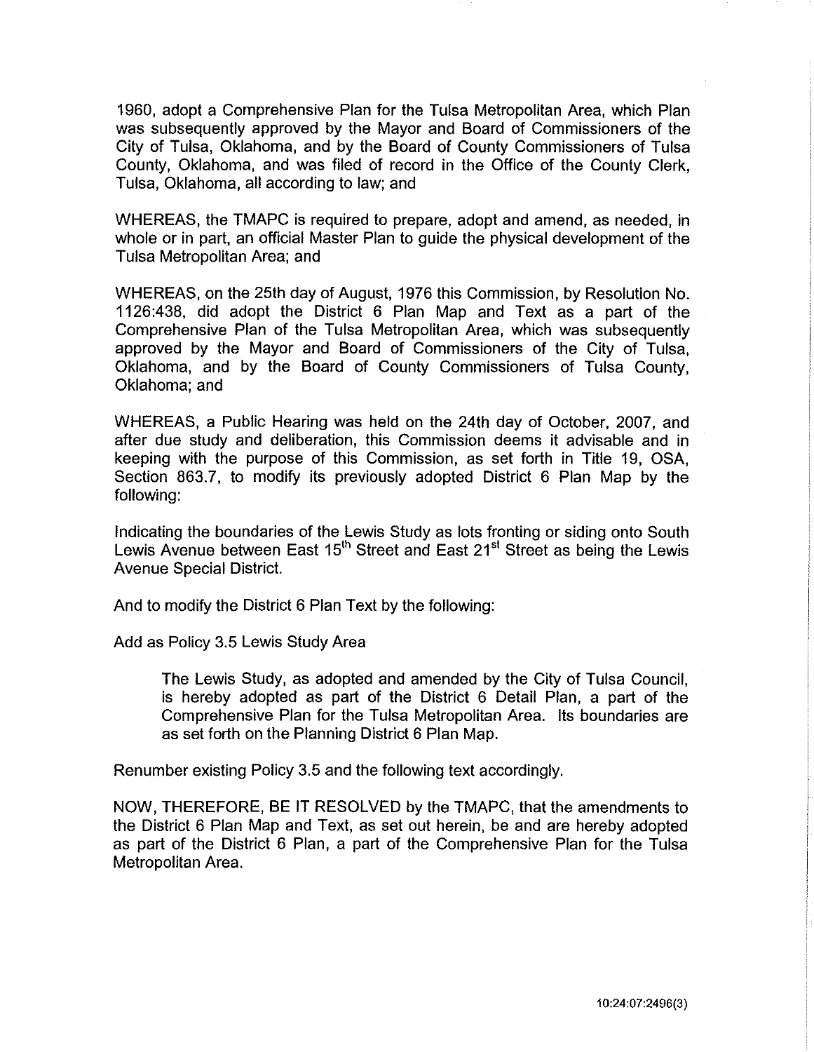1960, adopt a Comprehensive Plan for the Tulsa Metropolitan Area, which Plan was subsequently approved by the Mayor and Board of Commissioners of the City of Tulsa, Oklahoma, and by the Board of County Commissioners of Tulsa County, Oklahoma, and was filed of record in the Office of the County Clerk, Tulsa, Oklahoma, all according to law; and

WHEREAS, the TMAPC is required to prepare, adopt and amend, as needed, in whole or in part, an official Master Plan to guide the physical development of the Tulsa Metropolitan Area; and

WHEREAS, on the 25th day of August, 1976 this Commission, by Resolution No. 1126:438, did adopt the District 6 Plan Map and Text as a part of the Comprehensive Plan of the Tulsa Metropolitan Area, which was subsequently approved by the Mayor and Board of Commissioners of the City of Tulsa, Oklahoma, and by the Board of County Commissioners of Tulsa County, Oklahoma; and

WHEREAS, a Public Hearing was held on the 24th day of October, 2007, and after due study and deliberation, this Commission deems it advisable and in keeping with the purpose of this Commission, as set forth in Title 19, OSA, Section 863.7, to modify its previously adopted District 6 Plan Map by the following:

Indicating the boundaries of the Lewis Study as lots fronting or siding onto South Lewis Avenue between East 15th Street and East 21st Street as being the Lewis Avenue Special District.

And to modify the District 6 Plan Text by the following:

Add as Policy 3.5 Lewis Study Area

> The Lewis Study, as adopted and amended by the City of Tulsa Council, is hereby adopted as part of the District 6 Detail Plan, a part of the Comprehensive Plan for the Tulsa Metropolitan Area. Its boundaries are as set forth on the Planning District 6 Plan Map.

Renumber existing Policy 3.5 and the following text accordingly.

NOW, THEREFORE, BE IT RESOLVED by the TMAPC, that the amendments to the District 6 Plan Map and Text, as set out herein, be and are hereby adopted as part of the District 6 Plan, a part of the Comprehensive Plan for the Tulsa Metropolitan Area.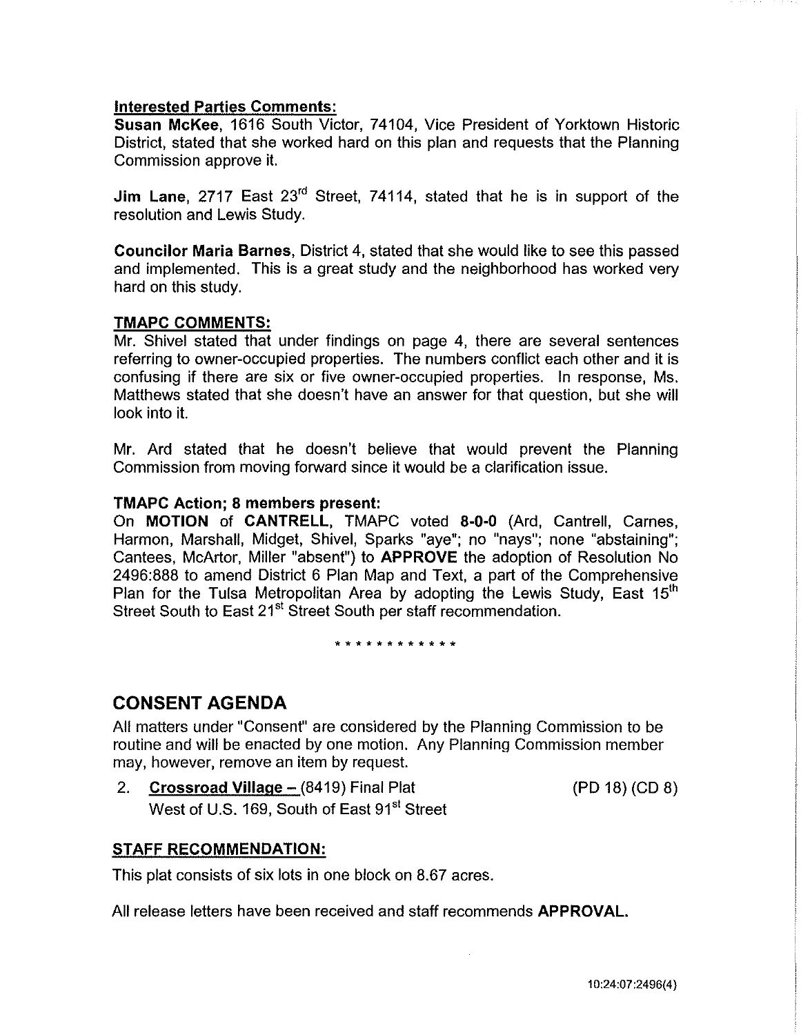**Interested Parties Comments:**

**Susan McKee**, 1616 South Victor, 74104, Vice President of Yorktown Historic District, stated that she worked hard on this plan and requests that the Planning Commission approve it.

**Jim Lane**, 2717 East 23rd Street, 74114, stated that he is in support of the resolution and Lewis Study.

**Councilor Maria Barnes**, District 4, stated that she would like to see this passed and implemented. This is a great study and the neighborhood has worked very hard on this study.

**TMAPC COMMENTS:**

Mr. Shivel stated that under findings on page 4, there are several sentences referring to owner-occupied properties. The numbers conflict each other and it is confusing if there are six or five owner-occupied properties. In response, Ms. Matthews stated that she doesn't have an answer for that question, but she will look into it.

Mr. Ard stated that he doesn't believe that would prevent the Planning Commission from moving forward since it would be a clarification issue.

**TMAPC Action; 8 members present:**

On **MOTION** of **CANTRELL**, TMAPC voted **8-0-0** (Ard, Cantrell, Carnes, Harmon, Marshall, Midget, Shivel, Sparks "aye"; no "nays"; none "abstaining"; Cantees, McArtor, Miller "absent") to **APPROVE** the adoption of Resolution No 2496:888 to amend District 6 Plan Map and Text, a part of the Comprehensive Plan for the Tulsa Metropolitan Area by adopting the Lewis Study, East 15th Street South to East 21st Street South per staff recommendation.

* * * * * * * * * * * *

## CONSENT AGENDA

All matters under "Consent" are considered by the Planning Commission to be routine and will be enacted by one motion. Any Planning Commission member may, however, remove an item by request.

2. **Crossroad Village –** (8419) Final Plat (PD 18) (CD 8)
   West of U.S. 169, South of East 91st Street

**STAFF RECOMMENDATION:**

This plat consists of six lots in one block on 8.67 acres.

All release letters have been received and staff recommends **APPROVAL.**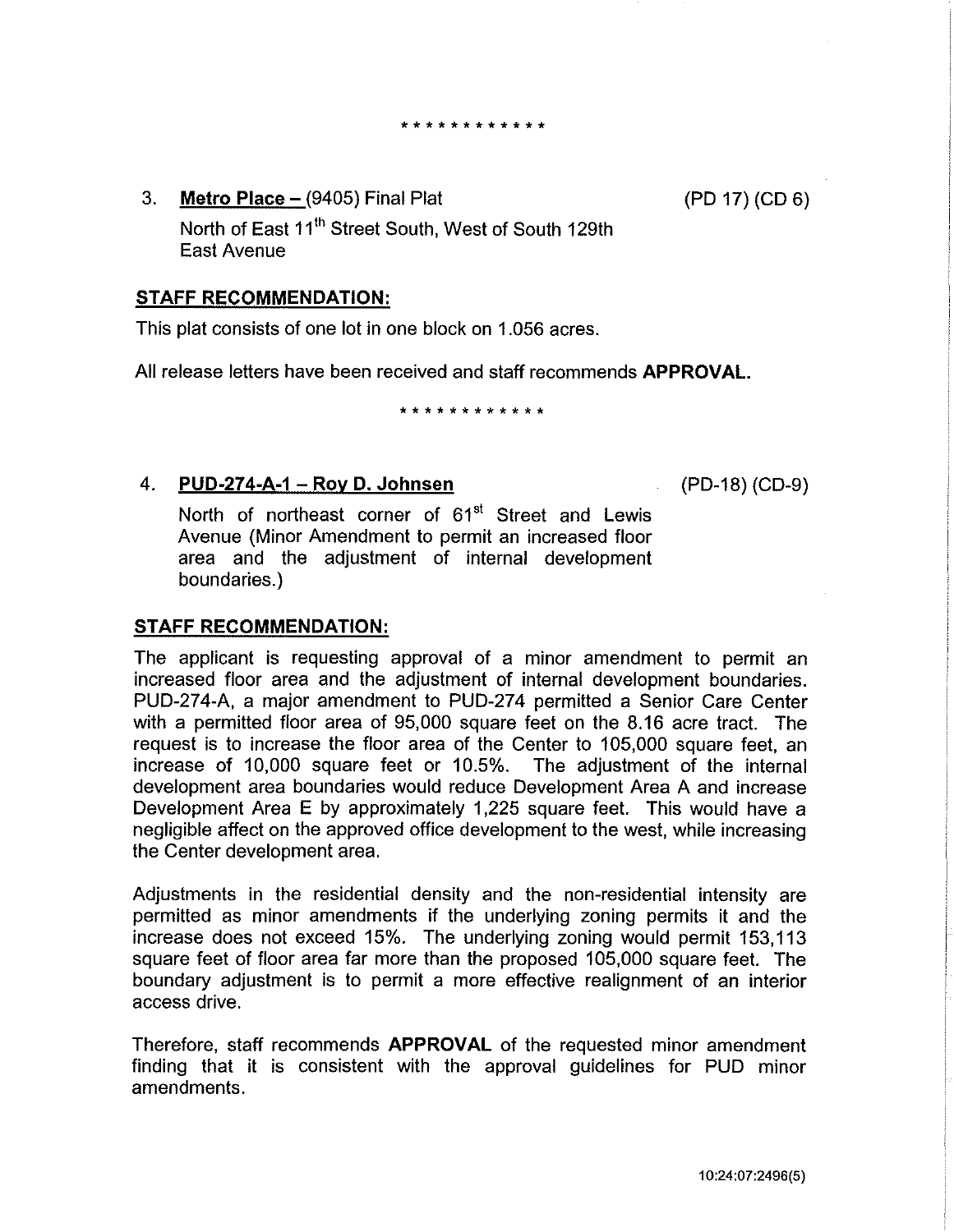* * * * * * * * * * * *

3. **Metro Place –** (9405) Final Plat (PD 17) (CD 6)

   North of East 11th Street South, West of South 129th East Avenue

**STAFF RECOMMENDATION:**

This plat consists of one lot in one block on 1.056 acres.

All release letters have been received and staff recommends **APPROVAL.**

* * * * * * * * * * * *

4. **PUD-274-A-1 – Roy D. Johnsen** (PD-18) (CD-9)

   North of northeast corner of 61st Street and Lewis Avenue (Minor Amendment to permit an increased floor area and the adjustment of internal development boundaries.)

**STAFF RECOMMENDATION:**

The applicant is requesting approval of a minor amendment to permit an increased floor area and the adjustment of internal development boundaries. PUD-274-A, a major amendment to PUD-274 permitted a Senior Care Center with a permitted floor area of 95,000 square feet on the 8.16 acre tract. The request is to increase the floor area of the Center to 105,000 square feet, an increase of 10,000 square feet or 10.5%. The adjustment of the internal development area boundaries would reduce Development Area A and increase Development Area E by approximately 1,225 square feet. This would have a negligible affect on the approved office development to the west, while increasing the Center development area.

Adjustments in the residential density and the non-residential intensity are permitted as minor amendments if the underlying zoning permits it and the increase does not exceed 15%. The underlying zoning would permit 153,113 square feet of floor area far more than the proposed 105,000 square feet. The boundary adjustment is to permit a more effective realignment of an interior access drive.

Therefore, staff recommends **APPROVAL** of the requested minor amendment finding that it is consistent with the approval guidelines for PUD minor amendments.

10:24:07:2496(5)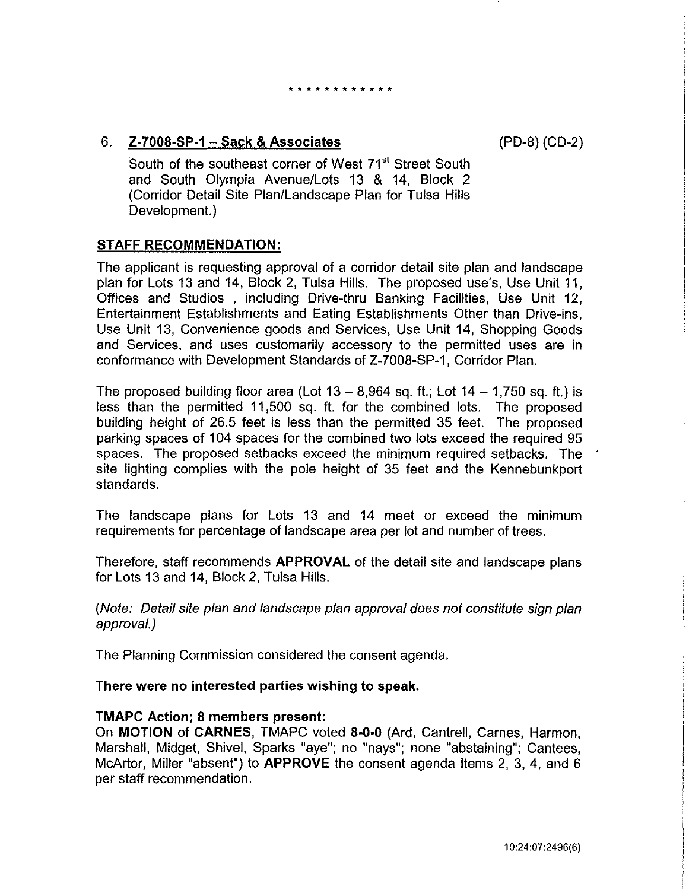\* \* \* \* \* \* \* \* \* \* \* \*

6. **Z-7008-SP-1 – Sack & Associates** (PD-8) (CD-2)

South of the southeast corner of West 71st Street South and South Olympia Avenue/Lots 13 & 14, Block 2 (Corridor Detail Site Plan/Landscape Plan for Tulsa Hills Development.)

**STAFF RECOMMENDATION:**

The applicant is requesting approval of a corridor detail site plan and landscape plan for Lots 13 and 14, Block 2, Tulsa Hills. The proposed use's, Use Unit 11, Offices and Studios , including Drive-thru Banking Facilities, Use Unit 12, Entertainment Establishments and Eating Establishments Other than Drive-ins, Use Unit 13, Convenience goods and Services, Use Unit 14, Shopping Goods and Services, and uses customarily accessory to the permitted uses are in conformance with Development Standards of Z-7008-SP-1, Corridor Plan.

The proposed building floor area (Lot 13 – 8,964 sq. ft.; Lot 14 – 1,750 sq. ft.) is less than the permitted 11,500 sq. ft. for the combined lots. The proposed building height of 26.5 feet is less than the permitted 35 feet. The proposed parking spaces of 104 spaces for the combined two lots exceed the required 95 spaces. The proposed setbacks exceed the minimum required setbacks. The site lighting complies with the pole height of 35 feet and the Kennebunkport standards.

The landscape plans for Lots 13 and 14 meet or exceed the minimum requirements for percentage of landscape area per lot and number of trees.

Therefore, staff recommends **APPROVAL** of the detail site and landscape plans for Lots 13 and 14, Block 2, Tulsa Hills.

*(Note: Detail site plan and landscape plan approval does not constitute sign plan approval.)*

The Planning Commission considered the consent agenda.

**There were no interested parties wishing to speak.**

**TMAPC Action; 8 members present:**

On **MOTION** of **CARNES**, TMAPC voted **8-0-0** (Ard, Cantrell, Carnes, Harmon, Marshall, Midget, Shivel, Sparks "aye"; no "nays"; none "abstaining"; Cantees, McArtor, Miller "absent") to **APPROVE** the consent agenda Items 2, 3, 4, and 6 per staff recommendation.

10:24:07:2496(6)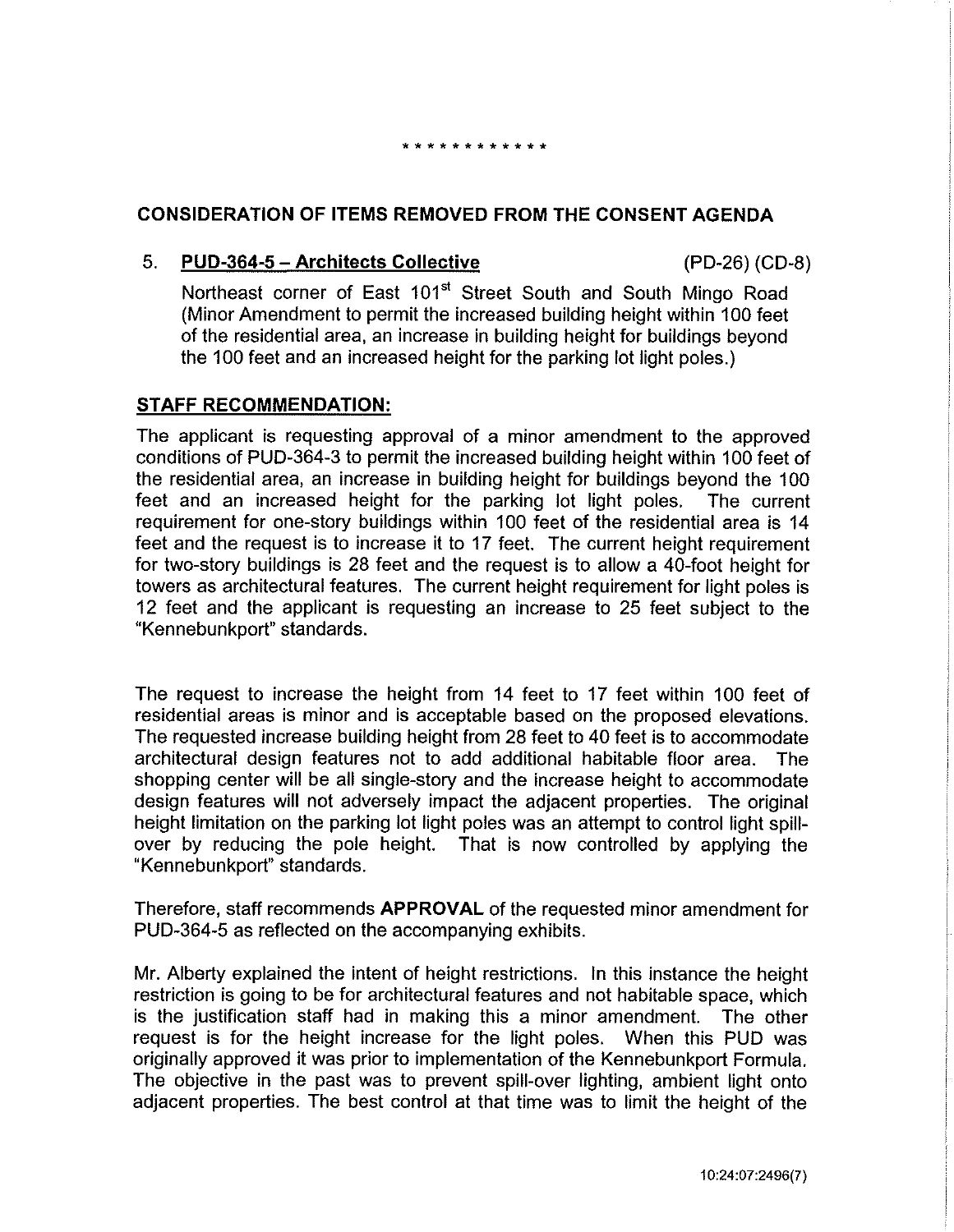\* \* \* \* \* \* \* \* \* \* \* \*

## CONSIDERATION OF ITEMS REMOVED FROM THE CONSENT AGENDA

5. **PUD-364-5 – Architects Collective** (PD-26) (CD-8)

   Northeast corner of East 101st Street South and South Mingo Road (Minor Amendment to permit the increased building height within 100 feet of the residential area, an increase in building height for buildings beyond the 100 feet and an increased height for the parking lot light poles.)

### STAFF RECOMMENDATION:

The applicant is requesting approval of a minor amendment to the approved conditions of PUD-364-3 to permit the increased building height within 100 feet of the residential area, an increase in building height for buildings beyond the 100 feet and an increased height for the parking lot light poles. The current requirement for one-story buildings within 100 feet of the residential area is 14 feet and the request is to increase it to 17 feet. The current height requirement for two-story buildings is 28 feet and the request is to allow a 40-foot height for towers as architectural features. The current height requirement for light poles is 12 feet and the applicant is requesting an increase to 25 feet subject to the "Kennebunkport" standards.

The request to increase the height from 14 feet to 17 feet within 100 feet of residential areas is minor and is acceptable based on the proposed elevations. The requested increase building height from 28 feet to 40 feet is to accommodate architectural design features not to add additional habitable floor area. The shopping center will be all single-story and the increase height to accommodate design features will not adversely impact the adjacent properties. The original height limitation on the parking lot light poles was an attempt to control light spill-over by reducing the pole height. That is now controlled by applying the "Kennebunkport" standards.

Therefore, staff recommends **APPROVAL** of the requested minor amendment for PUD-364-5 as reflected on the accompanying exhibits.

Mr. Alberty explained the intent of height restrictions. In this instance the height restriction is going to be for architectural features and not habitable space, which is the justification staff had in making this a minor amendment. The other request is for the height increase for the light poles. When this PUD was originally approved it was prior to implementation of the Kennebunkport Formula. The objective in the past was to prevent spill-over lighting, ambient light onto adjacent properties. The best control at that time was to limit the height of the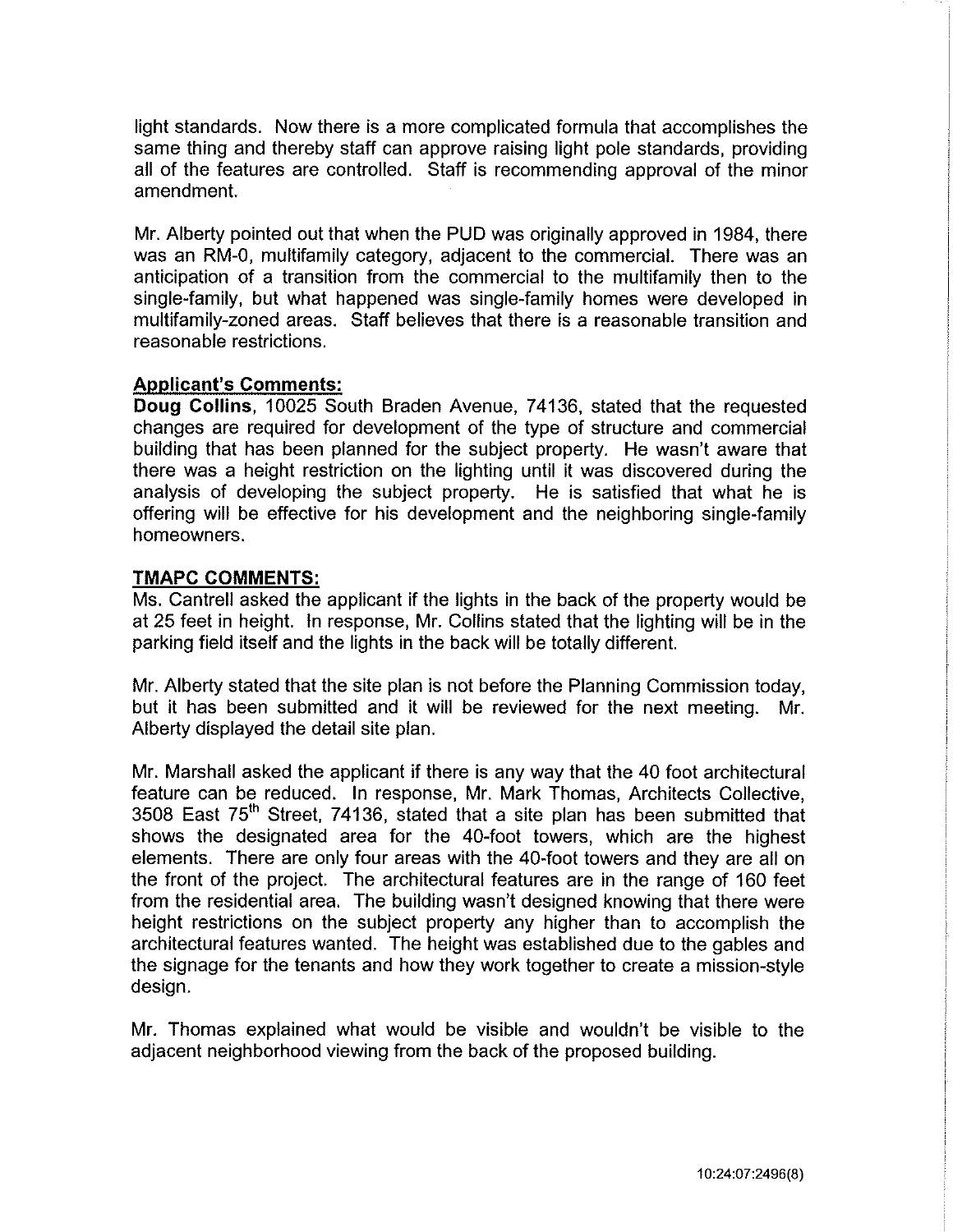light standards. Now there is a more complicated formula that accomplishes the same thing and thereby staff can approve raising light pole standards, providing all of the features are controlled. Staff is recommending approval of the minor amendment.

Mr. Alberty pointed out that when the PUD was originally approved in 1984, there was an RM-0, multifamily category, adjacent to the commercial. There was an anticipation of a transition from the commercial to the multifamily then to the single-family, but what happened was single-family homes were developed in multifamily-zoned areas. Staff believes that there is a reasonable transition and reasonable restrictions.

**Applicant's Comments:**

**Doug Collins**, 10025 South Braden Avenue, 74136, stated that the requested changes are required for development of the type of structure and commercial building that has been planned for the subject property. He wasn't aware that there was a height restriction on the lighting until it was discovered during the analysis of developing the subject property. He is satisfied that what he is offering will be effective for his development and the neighboring single-family homeowners.

**TMAPC COMMENTS:**

Ms. Cantrell asked the applicant if the lights in the back of the property would be at 25 feet in height. In response, Mr. Collins stated that the lighting will be in the parking field itself and the lights in the back will be totally different.

Mr. Alberty stated that the site plan is not before the Planning Commission today, but it has been submitted and it will be reviewed for the next meeting. Mr. Alberty displayed the detail site plan.

Mr. Marshall asked the applicant if there is any way that the 40 foot architectural feature can be reduced. In response, Mr. Mark Thomas, Architects Collective, 3508 East 75th Street, 74136, stated that a site plan has been submitted that shows the designated area for the 40-foot towers, which are the highest elements. There are only four areas with the 40-foot towers and they are all on the front of the project. The architectural features are in the range of 160 feet from the residential area. The building wasn't designed knowing that there were height restrictions on the subject property any higher than to accomplish the architectural features wanted. The height was established due to the gables and the signage for the tenants and how they work together to create a mission-style design.

Mr. Thomas explained what would be visible and wouldn't be visible to the adjacent neighborhood viewing from the back of the proposed building.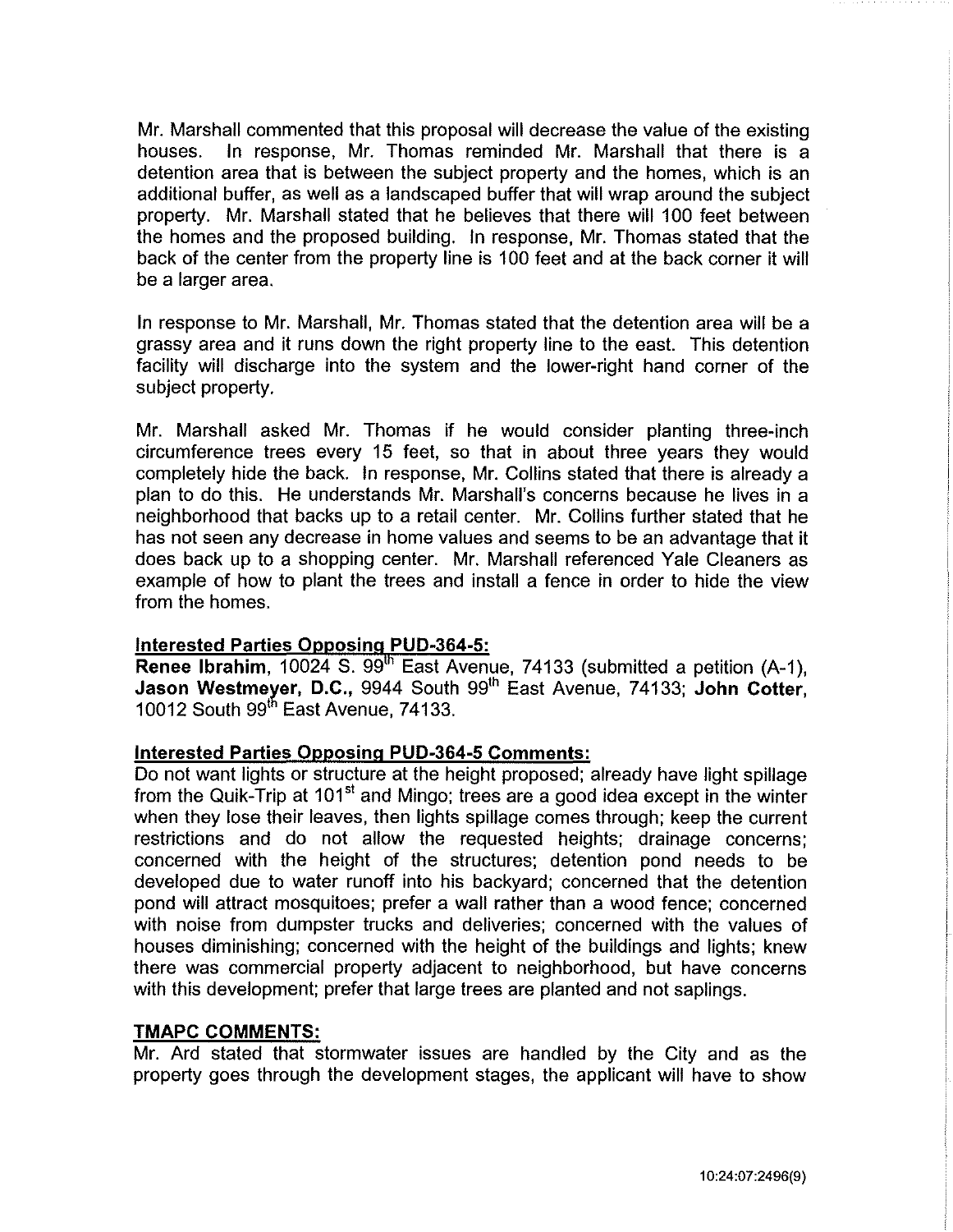Mr. Marshall commented that this proposal will decrease the value of the existing houses. In response, Mr. Thomas reminded Mr. Marshall that there is a detention area that is between the subject property and the homes, which is an additional buffer, as well as a landscaped buffer that will wrap around the subject property. Mr. Marshall stated that he believes that there will 100 feet between the homes and the proposed building. In response, Mr. Thomas stated that the back of the center from the property line is 100 feet and at the back corner it will be a larger area.

In response to Mr. Marshall, Mr. Thomas stated that the detention area will be a grassy area and it runs down the right property line to the east. This detention facility will discharge into the system and the lower-right hand corner of the subject property.

Mr. Marshall asked Mr. Thomas if he would consider planting three-inch circumference trees every 15 feet, so that in about three years they would completely hide the back. In response, Mr. Collins stated that there is already a plan to do this. He understands Mr. Marshall's concerns because he lives in a neighborhood that backs up to a retail center. Mr. Collins further stated that he has not seen any decrease in home values and seems to be an advantage that it does back up to a shopping center. Mr. Marshall referenced Yale Cleaners as example of how to plant the trees and install a fence in order to hide the view from the homes.

**Interested Parties Opposing PUD-364-5:**

**Renee Ibrahim**, 10024 S. 99th East Avenue, 74133 (submitted a petition (A-1), **Jason Westmeyer, D.C.**, 9944 South 99th East Avenue, 74133; **John Cotter**, 10012 South 99th East Avenue, 74133.

**Interested Parties Opposing PUD-364-5 Comments:**

Do not want lights or structure at the height proposed; already have light spillage from the Quik-Trip at 101st and Mingo; trees are a good idea except in the winter when they lose their leaves, then lights spillage comes through; keep the current restrictions and do not allow the requested heights; drainage concerns; concerned with the height of the structures; detention pond needs to be developed due to water runoff into his backyard; concerned that the detention pond will attract mosquitoes; prefer a wall rather than a wood fence; concerned with noise from dumpster trucks and deliveries; concerned with the values of houses diminishing; concerned with the height of the buildings and lights; knew there was commercial property adjacent to neighborhood, but have concerns with this development; prefer that large trees are planted and not saplings.

**TMAPC COMMENTS:**

Mr. Ard stated that stormwater issues are handled by the City and as the property goes through the development stages, the applicant will have to show

10:24:07:2496(9)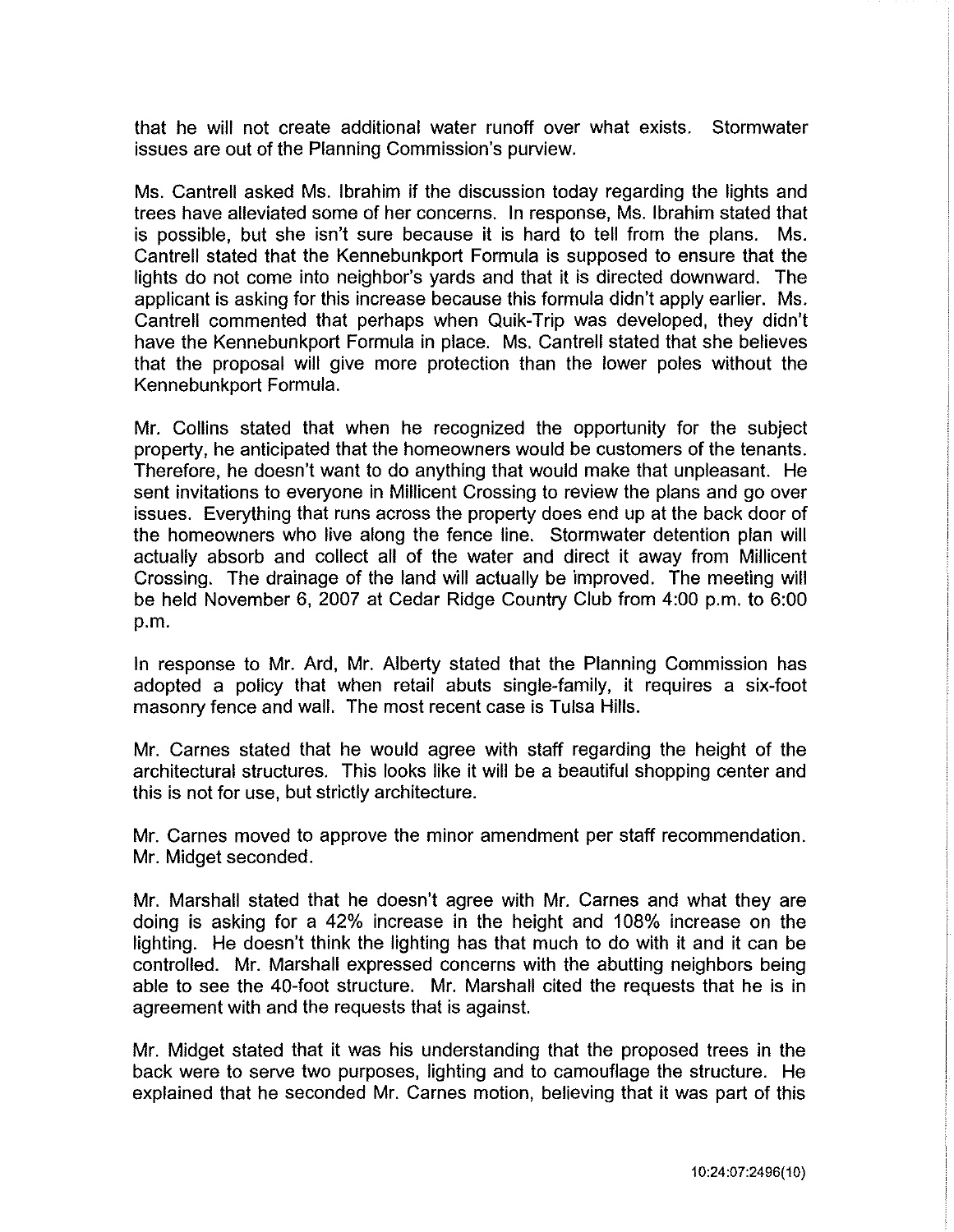that he will not create additional water runoff over what exists. Stormwater issues are out of the Planning Commission's purview.

Ms. Cantrell asked Ms. Ibrahim if the discussion today regarding the lights and trees have alleviated some of her concerns. In response, Ms. Ibrahim stated that is possible, but she isn't sure because it is hard to tell from the plans. Ms. Cantrell stated that the Kennebunkport Formula is supposed to ensure that the lights do not come into neighbor's yards and that it is directed downward. The applicant is asking for this increase because this formula didn't apply earlier. Ms. Cantrell commented that perhaps when Quik-Trip was developed, they didn't have the Kennebunkport Formula in place. Ms. Cantrell stated that she believes that the proposal will give more protection than the lower poles without the Kennebunkport Formula.

Mr. Collins stated that when he recognized the opportunity for the subject property, he anticipated that the homeowners would be customers of the tenants. Therefore, he doesn't want to do anything that would make that unpleasant. He sent invitations to everyone in Millicent Crossing to review the plans and go over issues. Everything that runs across the property does end up at the back door of the homeowners who live along the fence line. Stormwater detention plan will actually absorb and collect all of the water and direct it away from Millicent Crossing. The drainage of the land will actually be improved. The meeting will be held November 6, 2007 at Cedar Ridge Country Club from 4:00 p.m. to 6:00 p.m.

In response to Mr. Ard, Mr. Alberty stated that the Planning Commission has adopted a policy that when retail abuts single-family, it requires a six-foot masonry fence and wall. The most recent case is Tulsa Hills.

Mr. Carnes stated that he would agree with staff regarding the height of the architectural structures. This looks like it will be a beautiful shopping center and this is not for use, but strictly architecture.

Mr. Carnes moved to approve the minor amendment per staff recommendation. Mr. Midget seconded.

Mr. Marshall stated that he doesn't agree with Mr. Carnes and what they are doing is asking for a 42% increase in the height and 108% increase on the lighting. He doesn't think the lighting has that much to do with it and it can be controlled. Mr. Marshall expressed concerns with the abutting neighbors being able to see the 40-foot structure. Mr. Marshall cited the requests that he is in agreement with and the requests that is against.

Mr. Midget stated that it was his understanding that the proposed trees in the back were to serve two purposes, lighting and to camouflage the structure. He explained that he seconded Mr. Carnes motion, believing that it was part of this

10:24:07:2496(10)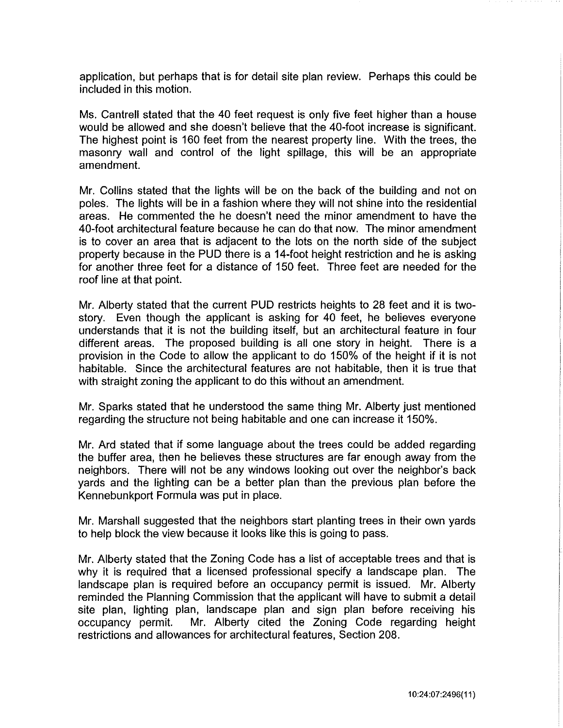application, but perhaps that is for detail site plan review. Perhaps this could be included in this motion.

Ms. Cantrell stated that the 40 feet request is only five feet higher than a house would be allowed and she doesn't believe that the 40-foot increase is significant. The highest point is 160 feet from the nearest property line. With the trees, the masonry wall and control of the light spillage, this will be an appropriate amendment.

Mr. Collins stated that the lights will be on the back of the building and not on poles. The lights will be in a fashion where they will not shine into the residential areas. He commented the he doesn't need the minor amendment to have the 40-foot architectural feature because he can do that now. The minor amendment is to cover an area that is adjacent to the lots on the north side of the subject property because in the PUD there is a 14-foot height restriction and he is asking for another three feet for a distance of 150 feet. Three feet are needed for the roof line at that point.

Mr. Alberty stated that the current PUD restricts heights to 28 feet and it is two-story. Even though the applicant is asking for 40 feet, he believes everyone understands that it is not the building itself, but an architectural feature in four different areas. The proposed building is all one story in height. There is a provision in the Code to allow the applicant to do 150% of the height if it is not habitable. Since the architectural features are not habitable, then it is true that with straight zoning the applicant to do this without an amendment.

Mr. Sparks stated that he understood the same thing Mr. Alberty just mentioned regarding the structure not being habitable and one can increase it 150%.

Mr. Ard stated that if some language about the trees could be added regarding the buffer area, then he believes these structures are far enough away from the neighbors. There will not be any windows looking out over the neighbor's back yards and the lighting can be a better plan than the previous plan before the Kennebunkport Formula was put in place.

Mr. Marshall suggested that the neighbors start planting trees in their own yards to help block the view because it looks like this is going to pass.

Mr. Alberty stated that the Zoning Code has a list of acceptable trees and that is why it is required that a licensed professional specify a landscape plan. The landscape plan is required before an occupancy permit is issued. Mr. Alberty reminded the Planning Commission that the applicant will have to submit a detail site plan, lighting plan, landscape plan and sign plan before receiving his occupancy permit. Mr. Alberty cited the Zoning Code regarding height restrictions and allowances for architectural features, Section 208.

10:24:07:2496(11)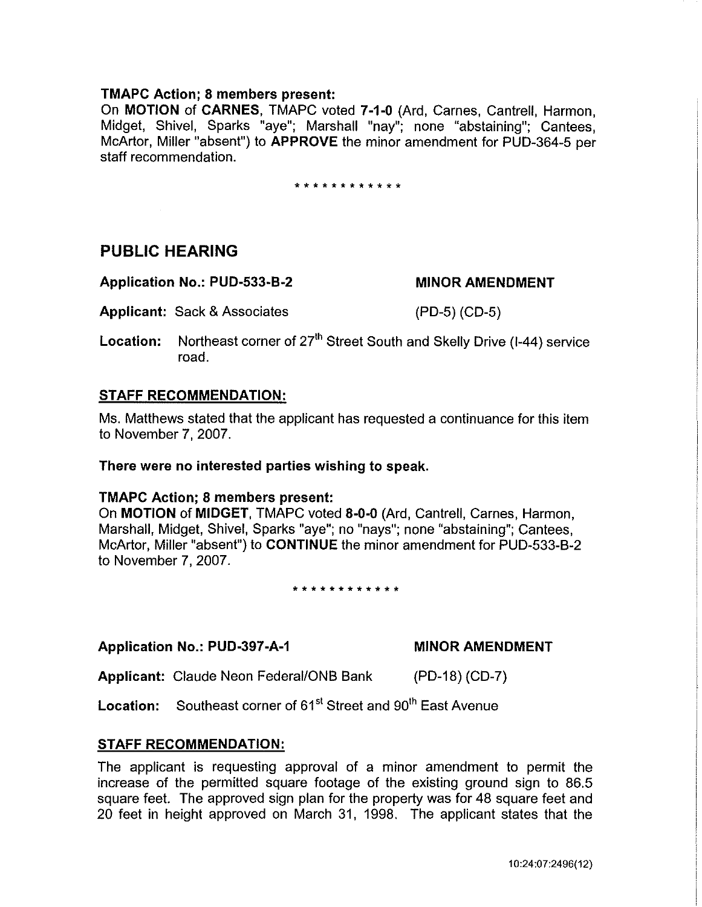**TMAPC Action; 8 members present:**
On **MOTION** of **CARNES**, TMAPC voted **7-1-0** (Ard, Carnes, Cantrell, Harmon, Midget, Shivel, Sparks "aye"; Marshall "nay"; none "abstaining"; Cantees, McArtor, Miller "absent") to **APPROVE** the minor amendment for PUD-364-5 per staff recommendation.

\* \* \* \* \* \* \* \* \* \* \* \*

## PUBLIC HEARING

**Application No.: PUD-533-B-2** **MINOR AMENDMENT**

**Applicant:** Sack & Associates (PD-5) (CD-5)

**Location:** Northeast corner of 27th Street South and Skelly Drive (I-44) service road.

**STAFF RECOMMENDATION:**

Ms. Matthews stated that the applicant has requested a continuance for this item to November 7, 2007.

**There were no interested parties wishing to speak.**

**TMAPC Action; 8 members present:**
On **MOTION** of **MIDGET**, TMAPC voted **8-0-0** (Ard, Cantrell, Carnes, Harmon, Marshall, Midget, Shivel, Sparks "aye"; no "nays"; none "abstaining"; Cantees, McArtor, Miller "absent") to **CONTINUE** the minor amendment for PUD-533-B-2 to November 7, 2007.

\* \* \* \* \* \* \* \* \* \* \* \*

**Application No.: PUD-397-A-1** **MINOR AMENDMENT**

**Applicant:** Claude Neon Federal/ONB Bank (PD-18) (CD-7)

**Location:** Southeast corner of 61st Street and 90th East Avenue

**STAFF RECOMMENDATION:**

The applicant is requesting approval of a minor amendment to permit the increase of the permitted square footage of the existing ground sign to 86.5 square feet. The approved sign plan for the property was for 48 square feet and 20 feet in height approved on March 31, 1998. The applicant states that the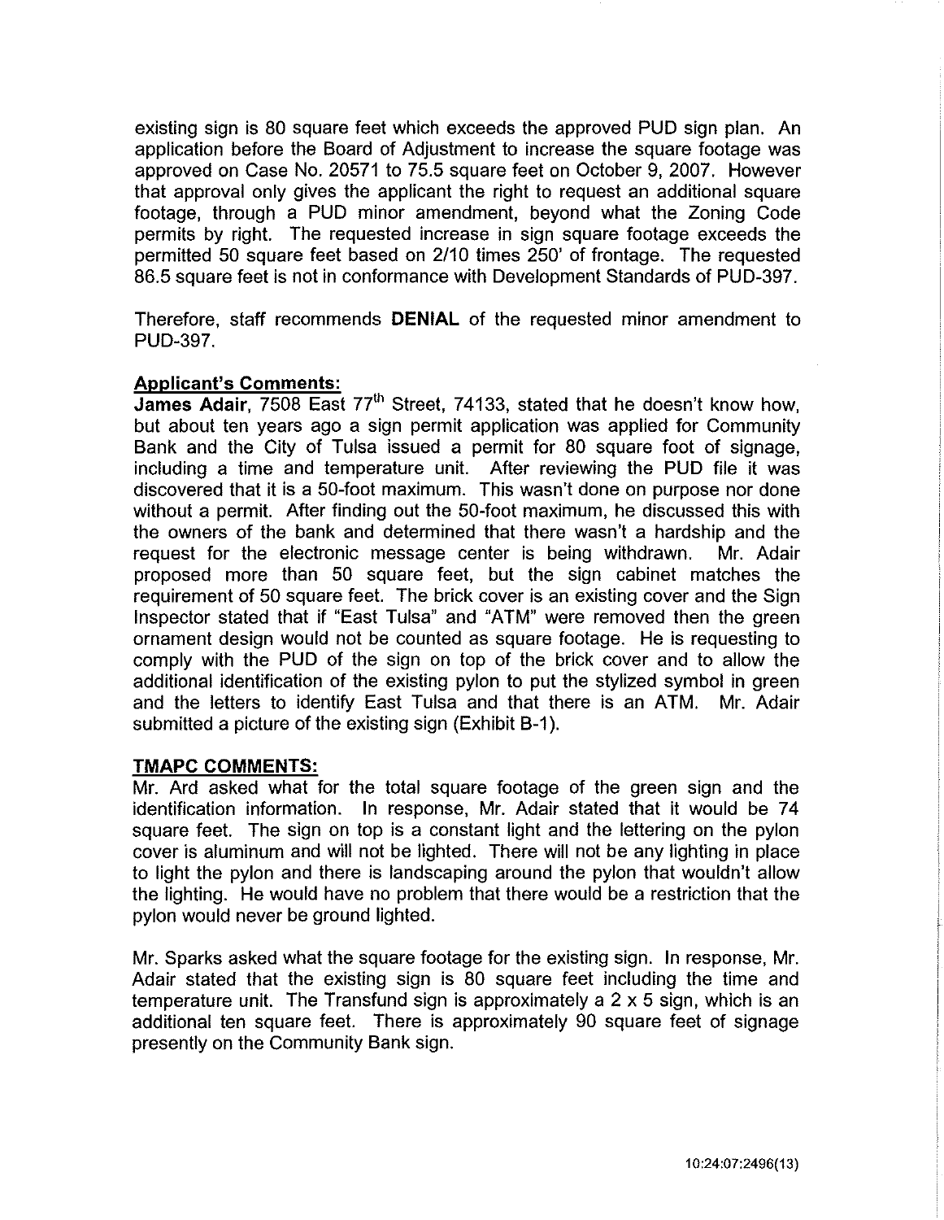existing sign is 80 square feet which exceeds the approved PUD sign plan. An application before the Board of Adjustment to increase the square footage was approved on Case No. 20571 to 75.5 square feet on October 9, 2007. However that approval only gives the applicant the right to request an additional square footage, through a PUD minor amendment, beyond what the Zoning Code permits by right. The requested increase in sign square footage exceeds the permitted 50 square feet based on 2/10 times 250' of frontage. The requested 86.5 square feet is not in conformance with Development Standards of PUD-397.

Therefore, staff recommends **DENIAL** of the requested minor amendment to PUD-397.

**Applicant's Comments:**

**James Adair**, 7508 East 77th Street, 74133, stated that he doesn't know how, but about ten years ago a sign permit application was applied for Community Bank and the City of Tulsa issued a permit for 80 square foot of signage, including a time and temperature unit. After reviewing the PUD file it was discovered that it is a 50-foot maximum. This wasn't done on purpose nor done without a permit. After finding out the 50-foot maximum, he discussed this with the owners of the bank and determined that there wasn't a hardship and the request for the electronic message center is being withdrawn. Mr. Adair proposed more than 50 square feet, but the sign cabinet matches the requirement of 50 square feet. The brick cover is an existing cover and the Sign Inspector stated that if "East Tulsa" and "ATM" were removed then the green ornament design would not be counted as square footage. He is requesting to comply with the PUD of the sign on top of the brick cover and to allow the additional identification of the existing pylon to put the stylized symbol in green and the letters to identify East Tulsa and that there is an ATM. Mr. Adair submitted a picture of the existing sign (Exhibit B-1).

**TMAPC COMMENTS:**

Mr. Ard asked what for the total square footage of the green sign and the identification information. In response, Mr. Adair stated that it would be 74 square feet. The sign on top is a constant light and the lettering on the pylon cover is aluminum and will not be lighted. There will not be any lighting in place to light the pylon and there is landscaping around the pylon that wouldn't allow the lighting. He would have no problem that there would be a restriction that the pylon would never be ground lighted.

Mr. Sparks asked what the square footage for the existing sign. In response, Mr. Adair stated that the existing sign is 80 square feet including the time and temperature unit. The Transfund sign is approximately a 2 x 5 sign, which is an additional ten square feet. There is approximately 90 square feet of signage presently on the Community Bank sign.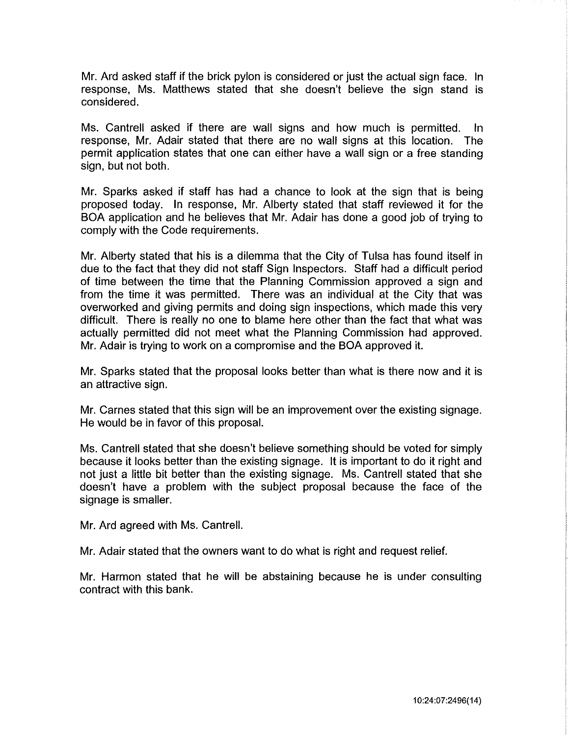Mr. Ard asked staff if the brick pylon is considered or just the actual sign face. In response, Ms. Matthews stated that she doesn't believe the sign stand is considered.

Ms. Cantrell asked if there are wall signs and how much is permitted. In response, Mr. Adair stated that there are no wall signs at this location. The permit application states that one can either have a wall sign or a free standing sign, but not both.

Mr. Sparks asked if staff has had a chance to look at the sign that is being proposed today. In response, Mr. Alberty stated that staff reviewed it for the BOA application and he believes that Mr. Adair has done a good job of trying to comply with the Code requirements.

Mr. Alberty stated that his is a dilemma that the City of Tulsa has found itself in due to the fact that they did not staff Sign Inspectors. Staff had a difficult period of time between the time that the Planning Commission approved a sign and from the time it was permitted. There was an individual at the City that was overworked and giving permits and doing sign inspections, which made this very difficult. There is really no one to blame here other than the fact that what was actually permitted did not meet what the Planning Commission had approved. Mr. Adair is trying to work on a compromise and the BOA approved it.

Mr. Sparks stated that the proposal looks better than what is there now and it is an attractive sign.

Mr. Carnes stated that this sign will be an improvement over the existing signage. He would be in favor of this proposal.

Ms. Cantrell stated that she doesn't believe something should be voted for simply because it looks better than the existing signage. It is important to do it right and not just a little bit better than the existing signage. Ms. Cantrell stated that she doesn't have a problem with the subject proposal because the face of the signage is smaller.

Mr. Ard agreed with Ms. Cantrell.

Mr. Adair stated that the owners want to do what is right and request relief.

Mr. Harmon stated that he will be abstaining because he is under consulting contract with this bank.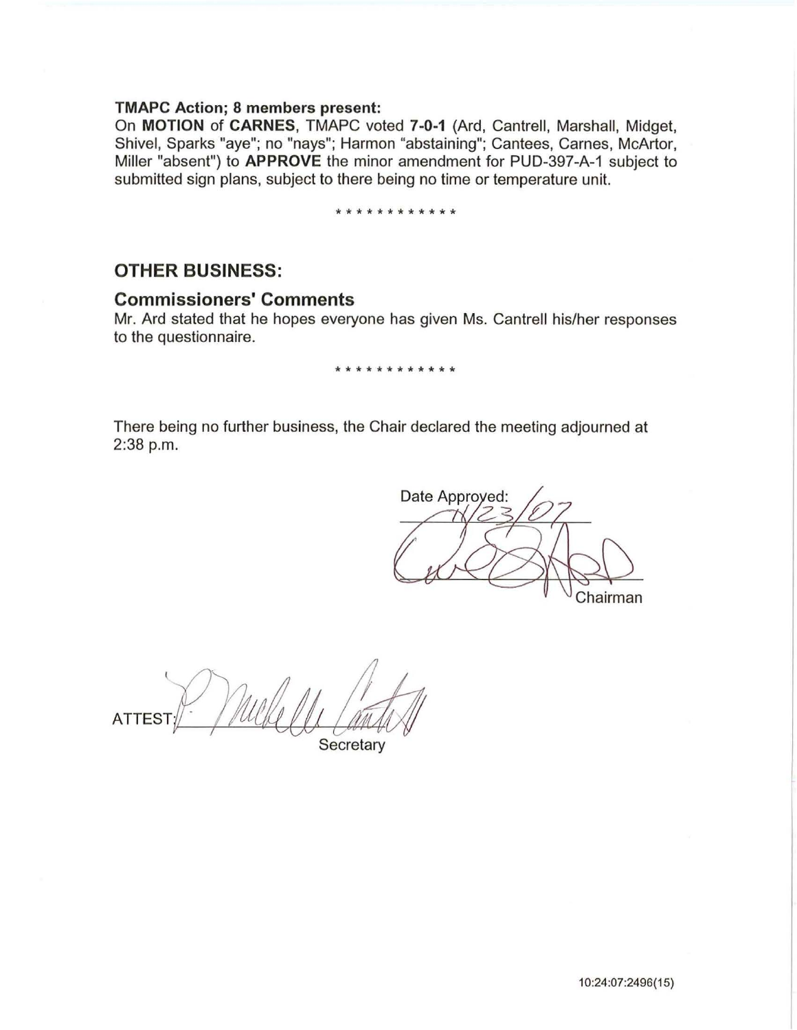**TMAPC Action; 8 members present:**
On **MOTION** of **CARNES**, TMAPC voted **7-0-1** (Ard, Cantrell, Marshall, Midget, Shivel, Sparks "aye"; no "nays"; Harmon "abstaining"; Cantees, Carnes, McArtor, Miller "absent") to **APPROVE** the minor amendment for PUD-397-A-1 subject to submitted sign plans, subject to there being no time or temperature unit.

* * * * * * * * * * * *

## OTHER BUSINESS:

### Commissioners' Comments

Mr. Ard stated that he hopes everyone has given Ms. Cantrell his/her responses to the questionnaire.

* * * * * * * * * * * *

There being no further business, the Chair declared the meeting adjourned at 2:38 p.m.

Date Approved: 11/23/07

Chairman

ATTEST:

Secretary

10:24:07:2496(15)